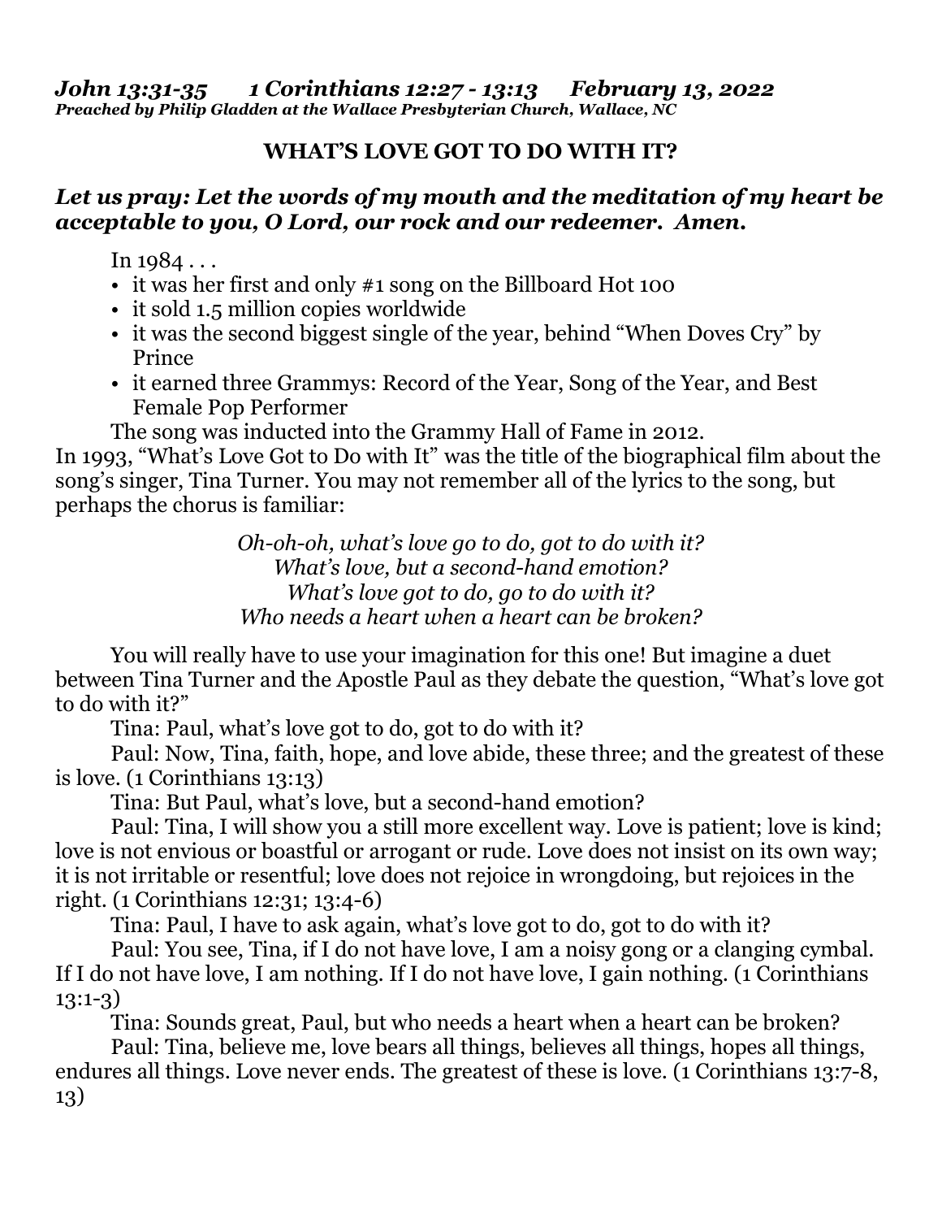***John 13:31-35 1 Corinthians 12:27 - 13:13 February 13, 2022***
***Preached by Philip Gladden at the Wallace Presbyterian Church, Wallace, NC***

**WHAT'S LOVE GOT TO DO WITH IT?**

***Let us pray: Let the words of my mouth and the meditation of my heart be acceptable to you, O Lord, our rock and our redeemer. Amen.***

In 1984 . . .

- it was her first and only #1 song on the Billboard Hot 100
- it sold 1.5 million copies worldwide
- it was the second biggest single of the year, behind "When Doves Cry" by Prince
- it earned three Grammys: Record of the Year, Song of the Year, and Best Female Pop Performer

The song was inducted into the Grammy Hall of Fame in 2012.

In 1993, "What's Love Got to Do with It" was the title of the biographical film about the song's singer, Tina Turner. You may not remember all of the lyrics to the song, but perhaps the chorus is familiar:

*Oh-oh-oh, what's love go to do, got to do with it?*
*What's love, but a second-hand emotion?*
*What's love got to do, go to do with it?*
*Who needs a heart when a heart can be broken?*

You will really have to use your imagination for this one! But imagine a duet between Tina Turner and the Apostle Paul as they debate the question, "What's love got to do with it?"

Tina: Paul, what's love got to do, got to do with it?

Paul: Now, Tina, faith, hope, and love abide, these three; and the greatest of these is love. (1 Corinthians 13:13)

Tina: But Paul, what's love, but a second-hand emotion?

Paul: Tina, I will show you a still more excellent way. Love is patient; love is kind; love is not envious or boastful or arrogant or rude. Love does not insist on its own way; it is not irritable or resentful; love does not rejoice in wrongdoing, but rejoices in the right. (1 Corinthians 12:31; 13:4-6)

Tina: Paul, I have to ask again, what's love got to do, got to do with it?

Paul: You see, Tina, if I do not have love, I am a noisy gong or a clanging cymbal. If I do not have love, I am nothing. If I do not have love, I gain nothing. (1 Corinthians 13:1-3)

Tina: Sounds great, Paul, but who needs a heart when a heart can be broken?

Paul: Tina, believe me, love bears all things, believes all things, hopes all things, endures all things. Love never ends. The greatest of these is love. (1 Corinthians 13:7-8, 13)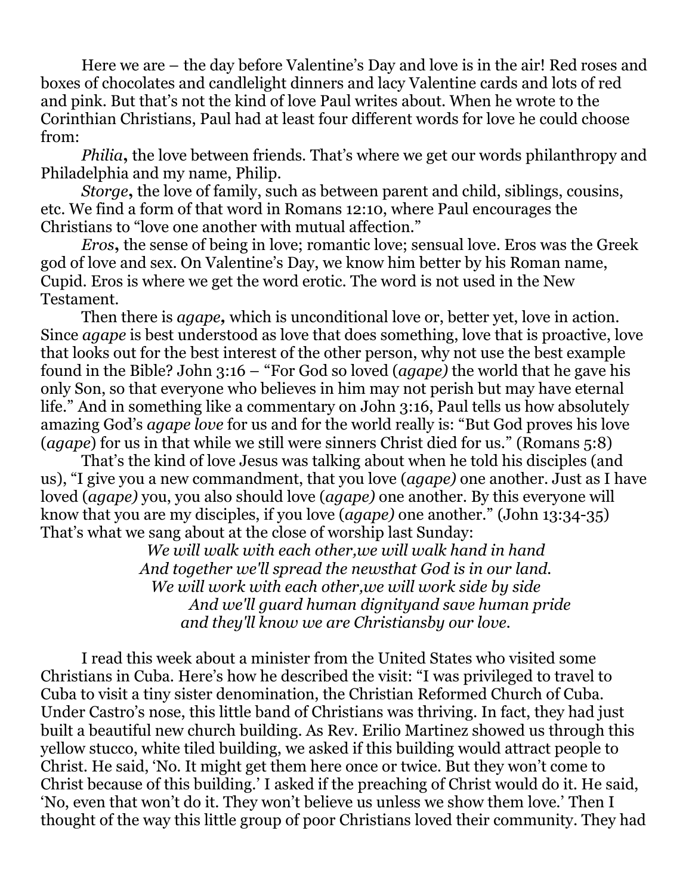Here we are – the day before Valentine's Day and love is in the air! Red roses and boxes of chocolates and candlelight dinners and lacy Valentine cards and lots of red and pink. But that's not the kind of love Paul writes about. When he wrote to the Corinthian Christians, Paul had at least four different words for love he could choose from:

*Philia***,** the love between friends. That's where we get our words philanthropy and Philadelphia and my name, Philip.

*Storge***,** the love of family, such as between parent and child, siblings, cousins, etc. We find a form of that word in Romans 12:10, where Paul encourages the Christians to "love one another with mutual affection."

*Eros***,** the sense of being in love; romantic love; sensual love. Eros was the Greek god of love and sex. On Valentine's Day, we know him better by his Roman name, Cupid. Eros is where we get the word erotic. The word is not used in the New Testament.

Then there is *agape***,** which is unconditional love or, better yet, love in action. Since *agape* is best understood as love that does something, love that is proactive, love that looks out for the best interest of the other person, why not use the best example found in the Bible? John 3:16 – "For God so loved (*agape)* the world that he gave his only Son, so that everyone who believes in him may not perish but may have eternal life." And in something like a commentary on John 3:16, Paul tells us how absolutely amazing God's *agape love* for us and for the world really is: "But God proves his love (*agape*) for us in that while we still were sinners Christ died for us." (Romans 5:8)

That's the kind of love Jesus was talking about when he told his disciples (and us), "I give you a new commandment, that you love (*agape)* one another. Just as I have loved (*agape)* you, you also should love (*agape)* one another. By this everyone will know that you are my disciples, if you love (*agape)* one another." (John 13:34-35) That's what we sang about at the close of worship last Sunday:

*We will walk with each other,we will walk hand in hand*
*And together we'll spread the newsthat God is in our land.*
*We will work with each other,we will work side by side*
*And we'll guard human dignityand save human pride*
*and they'll know we are Christiansby our love.*

I read this week about a minister from the United States who visited some Christians in Cuba. Here's how he described the visit: "I was privileged to travel to Cuba to visit a tiny sister denomination, the Christian Reformed Church of Cuba. Under Castro's nose, this little band of Christians was thriving. In fact, they had just built a beautiful new church building. As Rev. Erilio Martinez showed us through this yellow stucco, white tiled building, we asked if this building would attract people to Christ. He said, 'No. It might get them here once or twice. But they won't come to Christ because of this building.' I asked if the preaching of Christ would do it. He said, 'No, even that won't do it. They won't believe us unless we show them love.' Then I thought of the way this little group of poor Christians loved their community. They had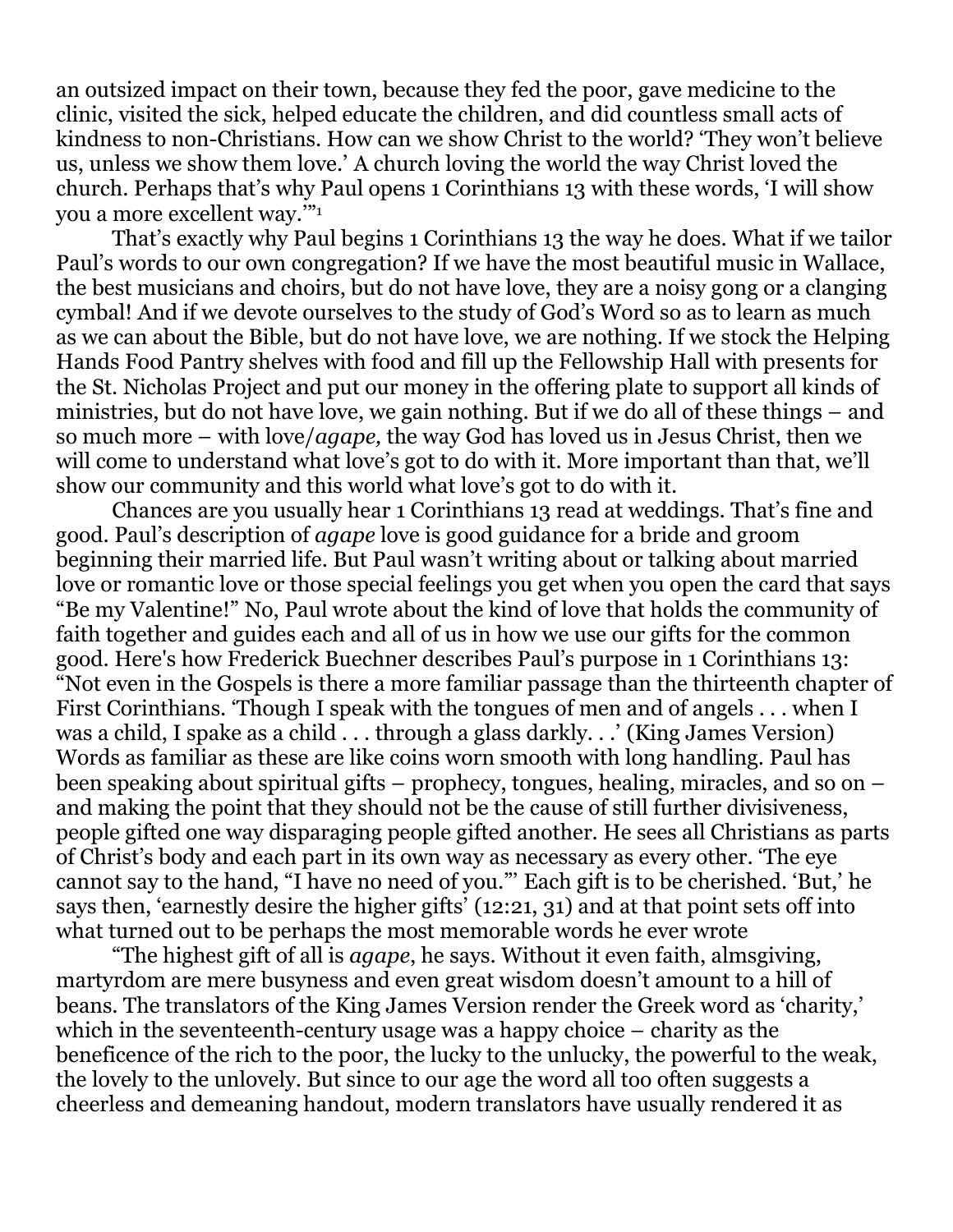an outsized impact on their town, because they fed the poor, gave medicine to the clinic, visited the sick, helped educate the children, and did countless small acts of kindness to non-Christians. How can we show Christ to the world? 'They won't believe us, unless we show them love.' A church loving the world the way Christ loved the church. Perhaps that's why Paul opens 1 Corinthians 13 with these words, 'I will show you a more excellent way.'"[1]

That's exactly why Paul begins 1 Corinthians 13 the way he does. What if we tailor Paul's words to our own congregation? If we have the most beautiful music in Wallace, the best musicians and choirs, but do not have love, they are a noisy gong or a clanging cymbal! And if we devote ourselves to the study of God's Word so as to learn as much as we can about the Bible, but do not have love, we are nothing. If we stock the Helping Hands Food Pantry shelves with food and fill up the Fellowship Hall with presents for the St. Nicholas Project and put our money in the offering plate to support all kinds of ministries, but do not have love, we gain nothing. But if we do all of these things – and so much more – with love/*agape,* the way God has loved us in Jesus Christ, then we will come to understand what love's got to do with it. More important than that, we'll show our community and this world what love's got to do with it.

Chances are you usually hear 1 Corinthians 13 read at weddings. That's fine and good. Paul's description of *agape* love is good guidance for a bride and groom beginning their married life. But Paul wasn't writing about or talking about married love or romantic love or those special feelings you get when you open the card that says "Be my Valentine!" No, Paul wrote about the kind of love that holds the community of faith together and guides each and all of us in how we use our gifts for the common good. Here's how Frederick Buechner describes Paul's purpose in 1 Corinthians 13: "Not even in the Gospels is there a more familiar passage than the thirteenth chapter of First Corinthians. 'Though I speak with the tongues of men and of angels . . . when I was a child, I spake as a child . . . through a glass darkly. . .' (King James Version) Words as familiar as these are like coins worn smooth with long handling. Paul has been speaking about spiritual gifts – prophecy, tongues, healing, miracles, and so on – and making the point that they should not be the cause of still further divisiveness, people gifted one way disparaging people gifted another. He sees all Christians as parts of Christ's body and each part in its own way as necessary as every other. 'The eye cannot say to the hand, "I have no need of you."' Each gift is to be cherished. 'But,' he says then, 'earnestly desire the higher gifts' (12:21, 31) and at that point sets off into what turned out to be perhaps the most memorable words he ever wrote

"The highest gift of all is *agape*, he says. Without it even faith, almsgiving, martyrdom are mere busyness and even great wisdom doesn't amount to a hill of beans. The translators of the King James Version render the Greek word as 'charity,' which in the seventeenth-century usage was a happy choice – charity as the beneficence of the rich to the poor, the lucky to the unlucky, the powerful to the weak, the lovely to the unlovely. But since to our age the word all too often suggests a cheerless and demeaning handout, modern translators have usually rendered it as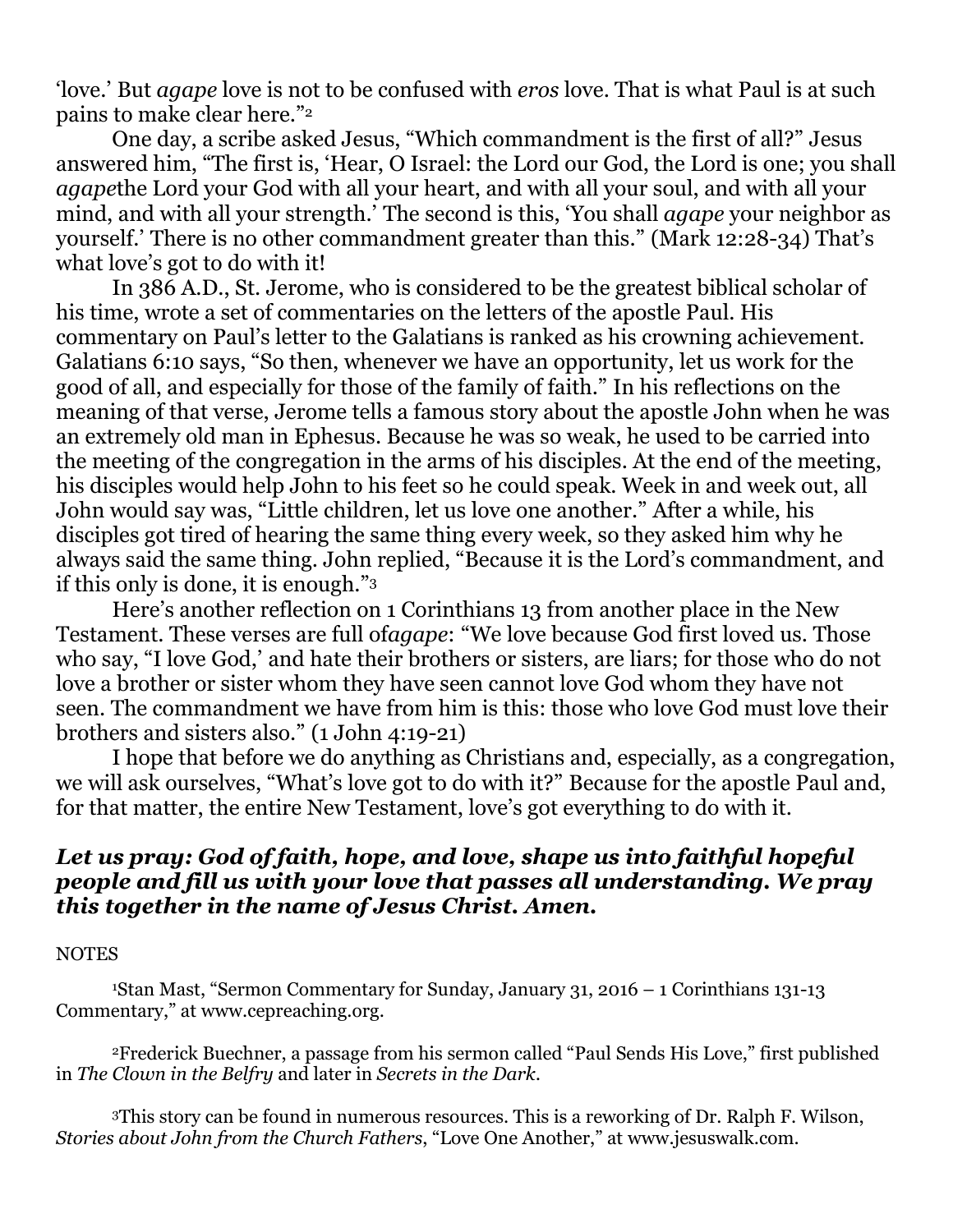'love.' But *agape* love is not to be confused with *eros* love. That is what Paul is at such pains to make clear here."[2]

One day, a scribe asked Jesus, "Which commandment is the first of all?" Jesus answered him, "The first is, 'Hear, O Israel: the Lord our God, the Lord is one; you shall *agape*the Lord your God with all your heart, and with all your soul, and with all your mind, and with all your strength.' The second is this, 'You shall *agape* your neighbor as yourself.' There is no other commandment greater than this." (Mark 12:28-34) That's what love's got to do with it!

In 386 A.D., St. Jerome, who is considered to be the greatest biblical scholar of his time, wrote a set of commentaries on the letters of the apostle Paul. His commentary on Paul's letter to the Galatians is ranked as his crowning achievement. Galatians 6:10 says, "So then, whenever we have an opportunity, let us work for the good of all, and especially for those of the family of faith." In his reflections on the meaning of that verse, Jerome tells a famous story about the apostle John when he was an extremely old man in Ephesus. Because he was so weak, he used to be carried into the meeting of the congregation in the arms of his disciples. At the end of the meeting, his disciples would help John to his feet so he could speak. Week in and week out, all John would say was, "Little children, let us love one another." After a while, his disciples got tired of hearing the same thing every week, so they asked him why he always said the same thing. John replied, "Because it is the Lord's commandment, and if this only is done, it is enough."[3]

Here's another reflection on 1 Corinthians 13 from another place in the New Testament. These verses are full of*agape*: "We love because God first loved us. Those who say, "I love God,' and hate their brothers or sisters, are liars; for those who do not love a brother or sister whom they have seen cannot love God whom they have not seen. The commandment we have from him is this: those who love God must love their brothers and sisters also." (1 John 4:19-21)

I hope that before we do anything as Christians and, especially, as a congregation, we will ask ourselves, "What's love got to do with it?" Because for the apostle Paul and, for that matter, the entire New Testament, love's got everything to do with it.

***Let us pray: God of faith, hope, and love, shape us into faithful hopeful people and fill us with your love that passes all understanding. We pray this together in the name of Jesus Christ. Amen.***

NOTES

[1]Stan Mast, "Sermon Commentary for Sunday, January 31, 2016 – 1 Corinthians 131-13 Commentary," at www.cepreaching.org.

[2]Frederick Buechner, a passage from his sermon called "Paul Sends His Love," first published in *The Clown in the Belfry* and later in *Secrets in the Dark*.

[3]This story can be found in numerous resources. This is a reworking of Dr. Ralph F. Wilson, *Stories about John from the Church Fathers*, "Love One Another," at www.jesuswalk.com.